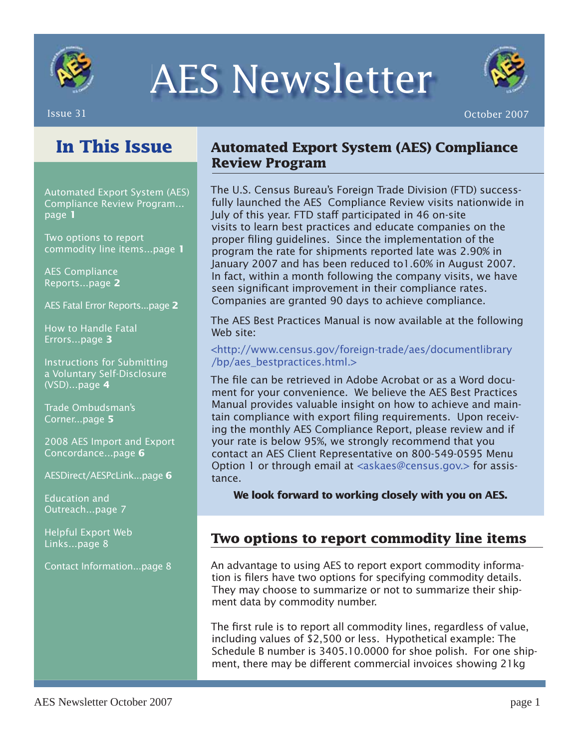# AES Newsletter

Issue 31

October 2007

## In This Issue

Automated Export System (AES) Compliance Review Program...page **1**

Two options to report commodity line items...page **1**

AES Compliance Reports...page **2**

AES Fatal Error Reports...page **2**

How to Handle Fatal Errors...page **3**

Instructions for Submitting a Voluntary Self-Disclosure (VSD)...page **4**

Trade Ombudsman's Corner...page **5**

2008 AES Import and Export Concordance...page **6**

AESDirect/AESPcLink...page **6**

Education and Outreach...page 7

Helpful Export Web Links...page 8

Contact Information...page 8

## Automated Export System (AES) Compliance Review Program

The U.S. Census Bureau's Foreign Trade Division (FTD) successfully launched the AES Compliance Review visits nationwide in July of this year. FTD staff participated in 46 on-site visits to learn best practices and educate companies on the proper filing guidelines. Since the implementation of the program the rate for shipments reported late was 2.90% in January 2007 and has been reduced to1.60% in August 2007. In fact, within a month following the company visits, we have seen significant improvement in their compliance rates. Companies are granted 90 days to achieve compliance.

The AES Best Practices Manual is now available at the following Web site:

<http://www.census.gov/foreign-trade/aes/documentlibrary/bp/aes_bestpractices.html.>

The file can be retrieved in Adobe Acrobat or as a Word document for your convenience. We believe the AES Best Practices Manual provides valuable insight on how to achieve and maintain compliance with export filing requirements. Upon receiving the monthly AES Compliance Report, please review and if your rate is below 95%, we strongly recommend that you contact an AES Client Representative on 800-549-0595 Menu Option 1 or through email at <askaes@census.gov.> for assistance.

**We look forward to working closely with you on AES.**

## Two options to report commodity line items

An advantage to using AES to report export commodity information is filers have two options for specifying commodity details. They may choose to summarize or not to summarize their shipment data by commodity number.

The first rule is to report all commodity lines, regardless of value, including values of $2,500 or less. Hypothetical example: The Schedule B number is 3405.10.0000 for shoe polish. For one shipment, there may be different commercial invoices showing 21kg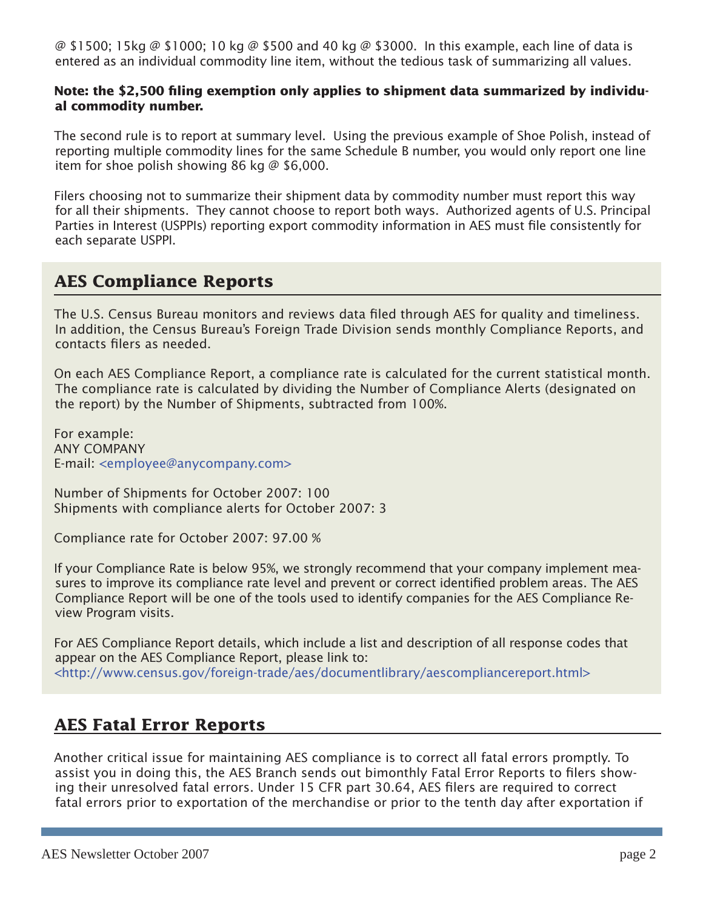@ $1500; 15kg @ $1000; 10 kg @ $500 and 40 kg @ $3000. In this example, each line of data is entered as an individual commodity line item, without the tedious task of summarizing all values.

**Note: the $2,500 filing exemption only applies to shipment data summarized by individual commodity number.**

The second rule is to report at summary level. Using the previous example of Shoe Polish, instead of reporting multiple commodity lines for the same Schedule B number, you would only report one line item for shoe polish showing 86 kg @ $6,000.

Filers choosing not to summarize their shipment data by commodity number must report this way for all their shipments. They cannot choose to report both ways. Authorized agents of U.S. Principal Parties in Interest (USPPIs) reporting export commodity information in AES must file consistently for each separate USPPI.

## AES Compliance Reports

The U.S. Census Bureau monitors and reviews data filed through AES for quality and timeliness. In addition, the Census Bureau's Foreign Trade Division sends monthly Compliance Reports, and contacts filers as needed.

On each AES Compliance Report, a compliance rate is calculated for the current statistical month. The compliance rate is calculated by dividing the Number of Compliance Alerts (designated on the report) by the Number of Shipments, subtracted from 100%.

For example:
ANY COMPANY
E-mail: <employee@anycompany.com>

Number of Shipments for October 2007: 100
Shipments with compliance alerts for October 2007: 3

Compliance rate for October 2007: 97.00 %

If your Compliance Rate is below 95%, we strongly recommend that your company implement measures to improve its compliance rate level and prevent or correct identified problem areas. The AES Compliance Report will be one of the tools used to identify companies for the AES Compliance Review Program visits.

For AES Compliance Report details, which include a list and description of all response codes that appear on the AES Compliance Report, please link to:
<http://www.census.gov/foreign-trade/aes/documentlibrary/aescompliancereport.html>

## AES Fatal Error Reports

Another critical issue for maintaining AES compliance is to correct all fatal errors promptly. To assist you in doing this, the AES Branch sends out bimonthly Fatal Error Reports to filers showing their unresolved fatal errors. Under 15 CFR part 30.64, AES filers are required to correct fatal errors prior to exportation of the merchandise or prior to the tenth day after exportation if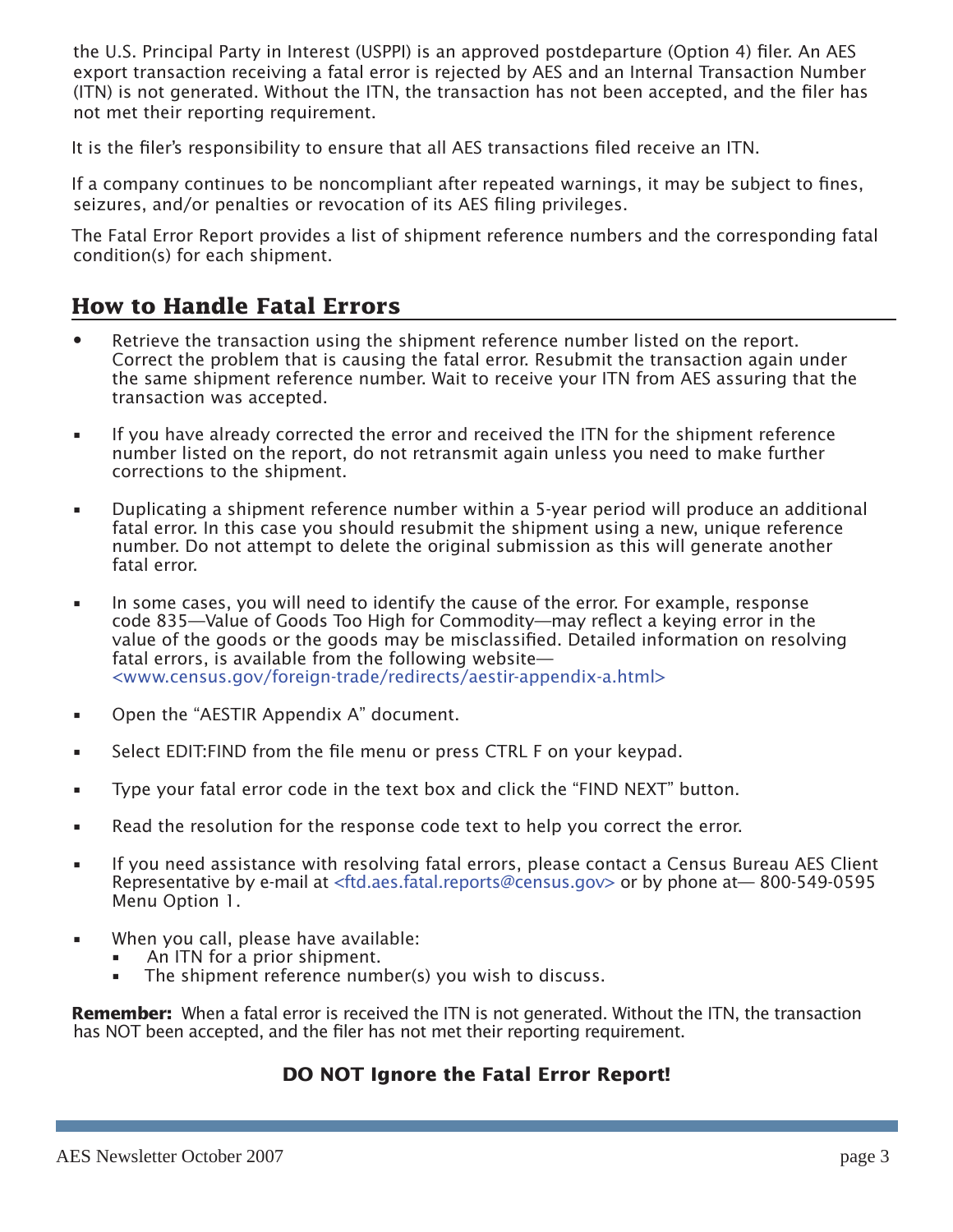the U.S. Principal Party in Interest (USPPI) is an approved postdeparture (Option 4) filer. An AES export transaction receiving a fatal error is rejected by AES and an Internal Transaction Number (ITN) is not generated. Without the ITN, the transaction has not been accepted, and the filer has not met their reporting requirement.

It is the filer's responsibility to ensure that all AES transactions filed receive an ITN.

If a company continues to be noncompliant after repeated warnings, it may be subject to fines, seizures, and/or penalties or revocation of its AES filing privileges.

The Fatal Error Report provides a list of shipment reference numbers and the corresponding fatal condition(s) for each shipment.

## How to Handle Fatal Errors

- Retrieve the transaction using the shipment reference number listed on the report. Correct the problem that is causing the fatal error. Resubmit the transaction again under the same shipment reference number. Wait to receive your ITN from AES assuring that the transaction was accepted.

- If you have already corrected the error and received the ITN for the shipment reference number listed on the report, do not retransmit again unless you need to make further corrections to the shipment.

- Duplicating a shipment reference number within a 5-year period will produce an additional fatal error. In this case you should resubmit the shipment using a new, unique reference number. Do not attempt to delete the original submission as this will generate another fatal error.

- In some cases, you will need to identify the cause of the error. For example, response code 835—Value of Goods Too High for Commodity—may reflect a keying error in the value of the goods or the goods may be misclassified. Detailed information on resolving fatal errors, is available from the following website—<www.census.gov/foreign-trade/redirects/aestir-appendix-a.html>

- Open the "AESTIR Appendix A" document.

- Select EDIT:FIND from the file menu or press CTRL F on your keypad.

- Type your fatal error code in the text box and click the "FIND NEXT" button.

- Read the resolution for the response code text to help you correct the error.

- If you need assistance with resolving fatal errors, please contact a Census Bureau AES Client Representative by e-mail at <ftd.aes.fatal.reports@census.gov> or by phone at— 800-549-0595 Menu Option 1.

- When you call, please have available:
  - An ITN for a prior shipment.
  - The shipment reference number(s) you wish to discuss.

**Remember:** When a fatal error is received the ITN is not generated. Without the ITN, the transaction has NOT been accepted, and the filer has not met their reporting requirement.

**DO NOT Ignore the Fatal Error Report!**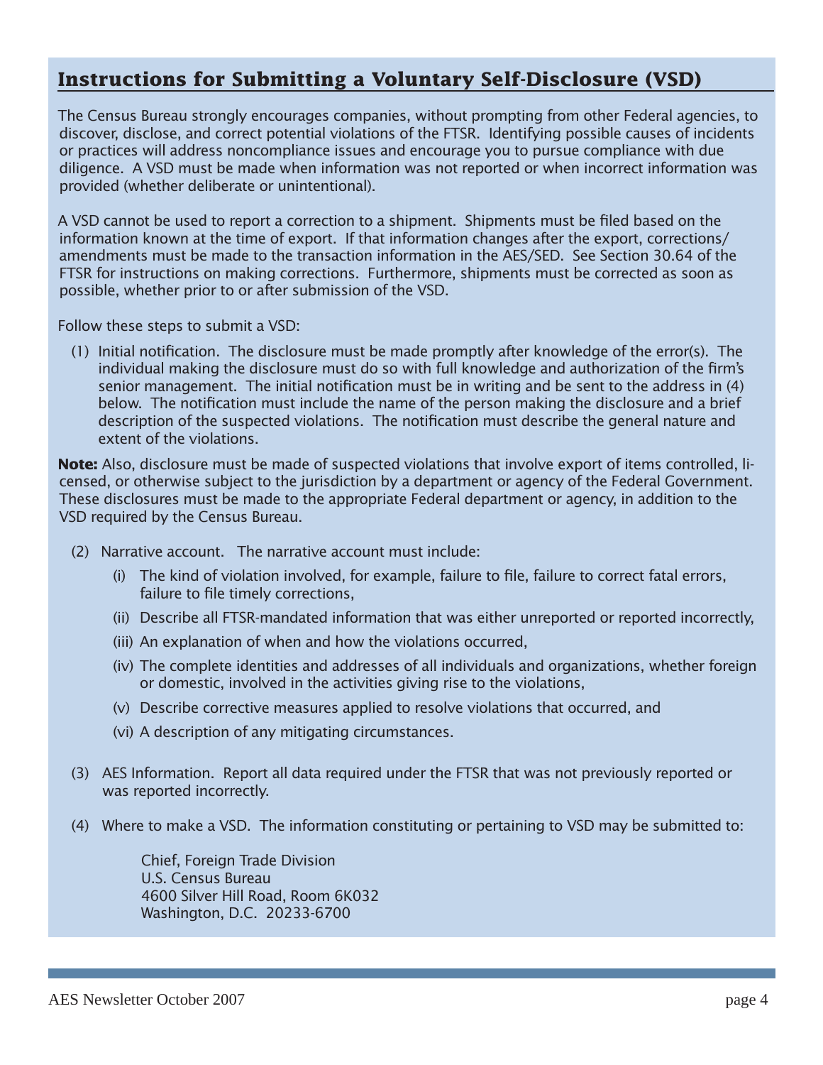## Instructions for Submitting a Voluntary Self-Disclosure (VSD)

The Census Bureau strongly encourages companies, without prompting from other Federal agencies, to discover, disclose, and correct potential violations of the FTSR. Identifying possible causes of incidents or practices will address noncompliance issues and encourage you to pursue compliance with due diligence. A VSD must be made when information was not reported or when incorrect information was provided (whether deliberate or unintentional).

A VSD cannot be used to report a correction to a shipment. Shipments must be filed based on the information known at the time of export. If that information changes after the export, corrections/amendments must be made to the transaction information in the AES/SED. See Section 30.64 of the FTSR for instructions on making corrections. Furthermore, shipments must be corrected as soon as possible, whether prior to or after submission of the VSD.

Follow these steps to submit a VSD:

(1) Initial notification. The disclosure must be made promptly after knowledge of the error(s). The individual making the disclosure must do so with full knowledge and authorization of the firm's senior management. The initial notification must be in writing and be sent to the address in (4) below. The notification must include the name of the person making the disclosure and a brief description of the suspected violations. The notification must describe the general nature and extent of the violations.

**Note:** Also, disclosure must be made of suspected violations that involve export of items controlled, licensed, or otherwise subject to the jurisdiction by a department or agency of the Federal Government. These disclosures must be made to the appropriate Federal department or agency, in addition to the VSD required by the Census Bureau.

(2) Narrative account. The narrative account must include:

- (i) The kind of violation involved, for example, failure to file, failure to correct fatal errors, failure to file timely corrections,
- (ii) Describe all FTSR-mandated information that was either unreported or reported incorrectly,
- (iii) An explanation of when and how the violations occurred,
- (iv) The complete identities and addresses of all individuals and organizations, whether foreign or domestic, involved in the activities giving rise to the violations,
- (v) Describe corrective measures applied to resolve violations that occurred, and
- (vi) A description of any mitigating circumstances.

(3) AES Information. Report all data required under the FTSR that was not previously reported or was reported incorrectly.

(4) Where to make a VSD. The information constituting or pertaining to VSD may be submitted to:

Chief, Foreign Trade Division
U.S. Census Bureau
4600 Silver Hill Road, Room 6K032
Washington, D.C. 20233-6700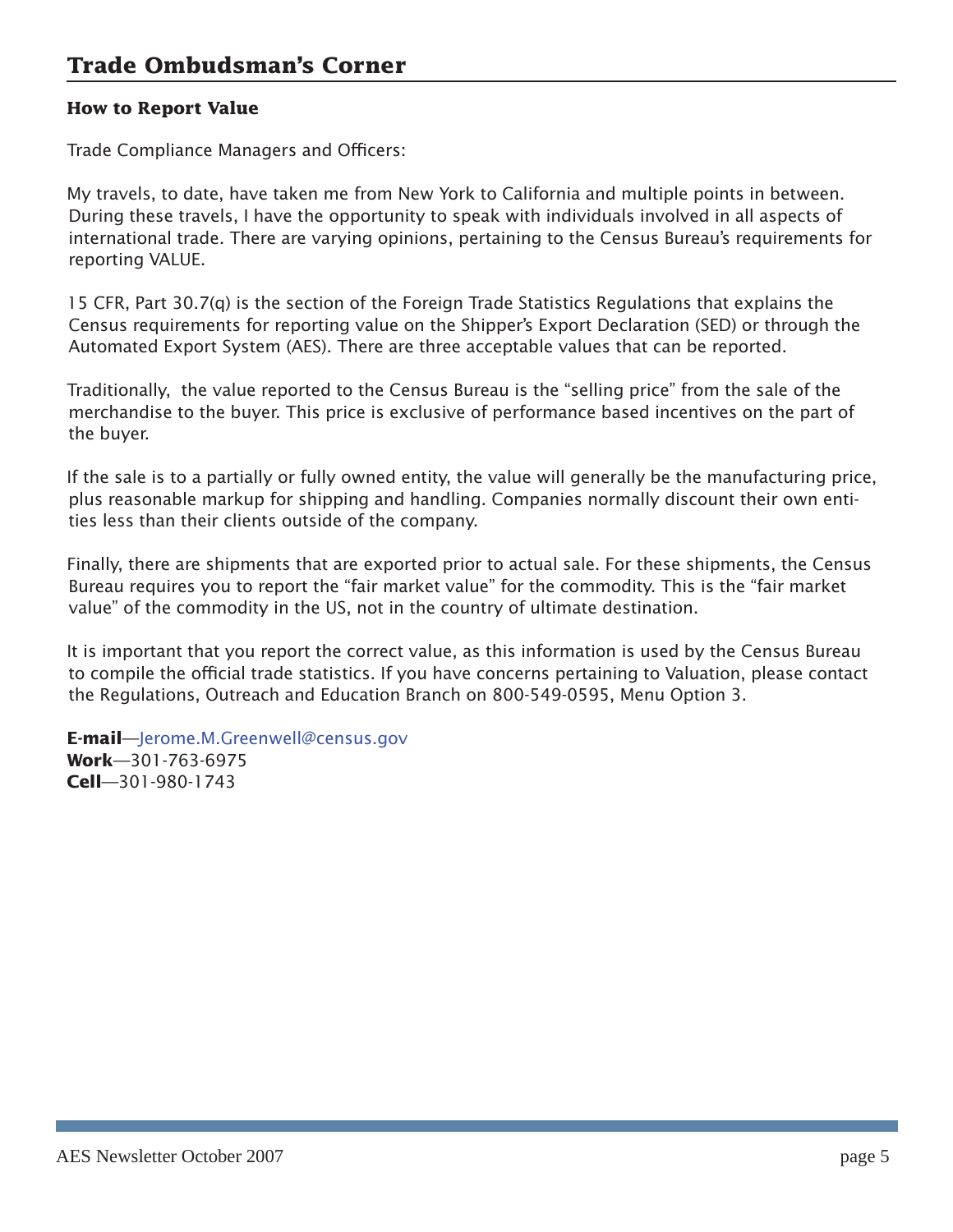## Trade Ombudsman's Corner

### How to Report Value

Trade Compliance Managers and Officers:

My travels, to date, have taken me from New York to California and multiple points in between. During these travels, I have the opportunity to speak with individuals involved in all aspects of international trade. There are varying opinions, pertaining to the Census Bureau's requirements for reporting VALUE.

15 CFR, Part 30.7(q) is the section of the Foreign Trade Statistics Regulations that explains the Census requirements for reporting value on the Shipper's Export Declaration (SED) or through the Automated Export System (AES). There are three acceptable values that can be reported.

Traditionally, the value reported to the Census Bureau is the "selling price" from the sale of the merchandise to the buyer. This price is exclusive of performance based incentives on the part of the buyer.

If the sale is to a partially or fully owned entity, the value will generally be the manufacturing price, plus reasonable markup for shipping and handling. Companies normally discount their own entities less than their clients outside of the company.

Finally, there are shipments that are exported prior to actual sale. For these shipments, the Census Bureau requires you to report the "fair market value" for the commodity. This is the "fair market value" of the commodity in the US, not in the country of ultimate destination.

It is important that you report the correct value, as this information is used by the Census Bureau to compile the official trade statistics. If you have concerns pertaining to Valuation, please contact the Regulations, Outreach and Education Branch on 800-549-0595, Menu Option 3.

**E-mail**—Jerome.M.Greenwell@census.gov
**Work**—301-763-6975
**Cell**—301-980-1743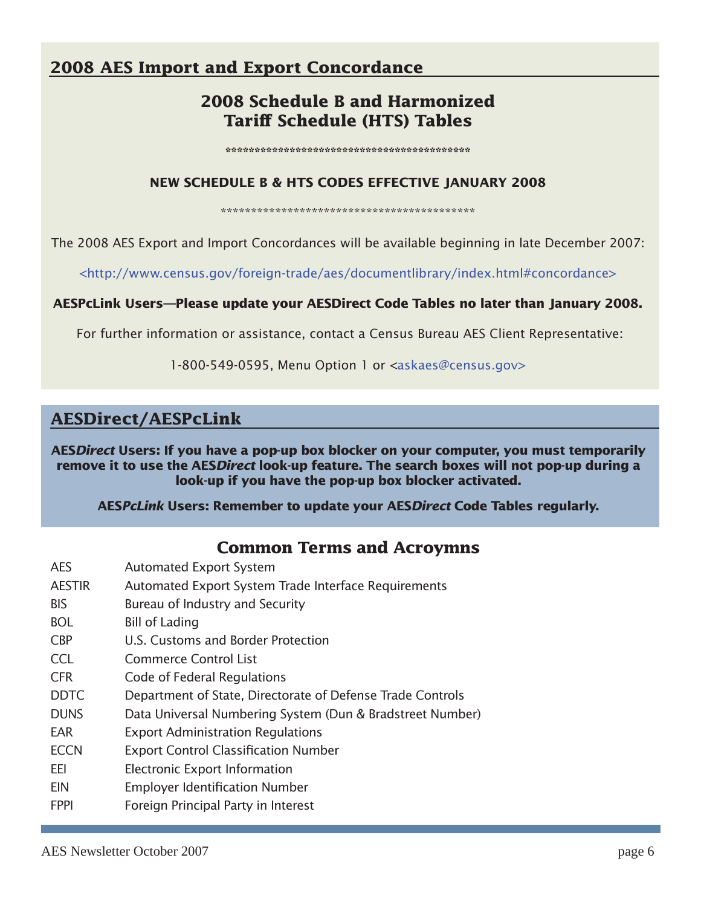## 2008 AES Import and Export Concordance

### 2008 Schedule B and Harmonized Tariff Schedule (HTS) Tables

******************************************

**NEW SCHEDULE B & HTS CODES EFFECTIVE JANUARY 2008**

******************************************

The 2008 AES Export and Import Concordances will be available beginning in late December 2007:

<http://www.census.gov/foreign-trade/aes/documentlibrary/index.html#concordance>

**AESPcLink Users—Please update your AESDirect Code Tables no later than January 2008.**

For further information or assistance, contact a Census Bureau AES Client Representative:

1-800-549-0595, Menu Option 1 or <askaes@census.gov>

## AESDirect/AESPcLink

**AES*Direct* Users: If you have a pop-up box blocker on your computer, you must temporarily remove it to use the AES*Direct* look-up feature. The search boxes will not pop-up during a look-up if you have the pop-up box blocker activated.**

**AES*PcLink* Users: Remember to update your AES*Direct* Code Tables regularly.**

### Common Terms and Acroymns

| | |
|---|---|
| AES | Automated Export System |
| AESTIR | Automated Export System Trade Interface Requirements |
| BIS | Bureau of Industry and Security |
| BOL | Bill of Lading |
| CBP | U.S. Customs and Border Protection |
| CCL | Commerce Control List |
| CFR | Code of Federal Regulations |
| DDTC | Department of State, Directorate of Defense Trade Controls |
| DUNS | Data Universal Numbering System (Dun & Bradstreet Number) |
| EAR | Export Administration Regulations |
| ECCN | Export Control Classification Number |
| EEI | Electronic Export Information |
| EIN | Employer Identification Number |
| FPPI | Foreign Principal Party in Interest |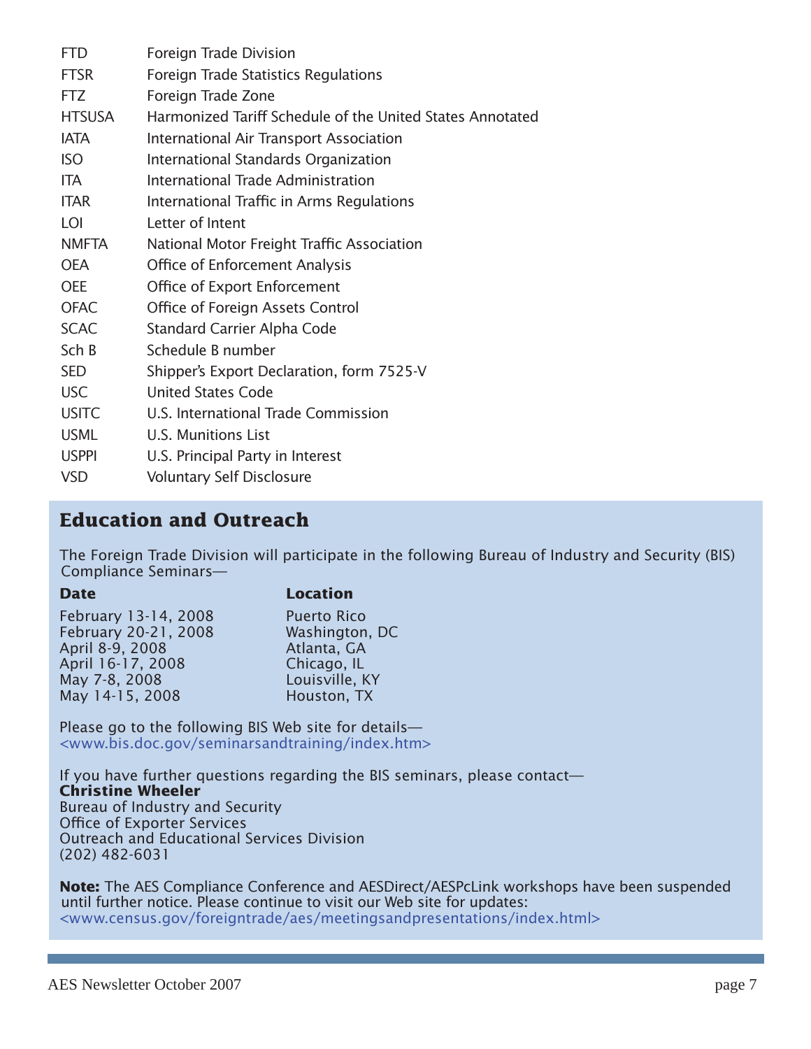| | |
|---|---|
| FTD | Foreign Trade Division |
| FTSR | Foreign Trade Statistics Regulations |
| FTZ | Foreign Trade Zone |
| HTSUSA | Harmonized Tariff Schedule of the United States Annotated |
| IATA | International Air Transport Association |
| ISO | International Standards Organization |
| ITA | International Trade Administration |
| ITAR | International Traffic in Arms Regulations |
| LOI | Letter of Intent |
| NMFTA | National Motor Freight Traffic Association |
| OEA | Office of Enforcement Analysis |
| OEE | Office of Export Enforcement |
| OFAC | Office of Foreign Assets Control |
| SCAC | Standard Carrier Alpha Code |
| Sch B | Schedule B number |
| SED | Shipper's Export Declaration, form 7525-V |
| USC | United States Code |
| USITC | U.S. International Trade Commission |
| USML | U.S. Munitions List |
| USPPI | U.S. Principal Party in Interest |
| VSD | Voluntary Self Disclosure |

## Education and Outreach

The Foreign Trade Division will participate in the following Bureau of Industry and Security (BIS) Compliance Seminars—

| Date | Location |
|---|---|
| February 13-14, 2008 | Puerto Rico |
| February 20-21, 2008 | Washington, DC |
| April 8-9, 2008 | Atlanta, GA |
| April 16-17, 2008 | Chicago, IL |
| May 7-8, 2008 | Louisville, KY |
| May 14-15, 2008 | Houston, TX |

Please go to the following BIS Web site for details—
<www.bis.doc.gov/seminarsandtraining/index.htm>

If you have further questions regarding the BIS seminars, please contact—
**Christine Wheeler**
Bureau of Industry and Security
Office of Exporter Services
Outreach and Educational Services Division
(202) 482-6031

**Note:** The AES Compliance Conference and AESDirect/AESPcLink workshops have been suspended until further notice. Please continue to visit our Web site for updates:
<www.census.gov/foreigntrade/aes/meetingsandpresentations/index.html>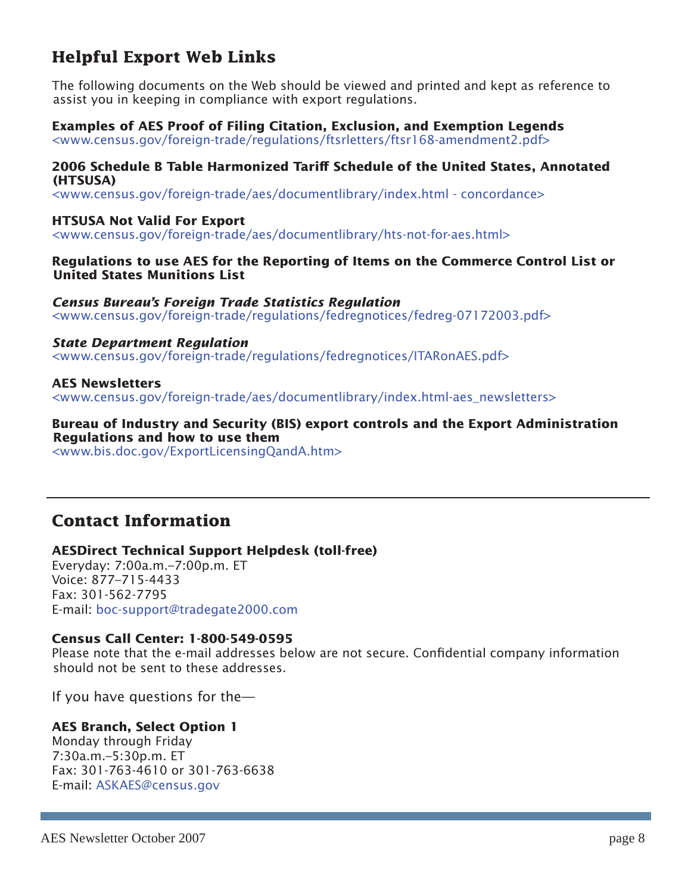## Helpful Export Web Links

The following documents on the Web should be viewed and printed and kept as reference to assist you in keeping in compliance with export regulations.

**Examples of AES Proof of Filing Citation, Exclusion, and Exemption Legends**
<www.census.gov/foreign-trade/regulations/ftsrletters/ftsr168-amendment2.pdf>

**2006 Schedule B Table Harmonized Tariff Schedule of the United States, Annotated (HTSUSA)**
<www.census.gov/foreign-trade/aes/documentlibrary/index.html - concordance>

**HTSUSA Not Valid For Export**
<www.census.gov/foreign-trade/aes/documentlibrary/hts-not-for-aes.html>

**Regulations to use AES for the Reporting of Items on the Commerce Control List or United States Munitions List**

***Census Bureau's Foreign Trade Statistics Regulation***
<www.census.gov/foreign-trade/regulations/fedregnotices/fedreg-07172003.pdf>

***State Department Regulation***
<www.census.gov/foreign-trade/regulations/fedregnotices/ITARonAES.pdf>

**AES Newsletters**
<www.census.gov/foreign-trade/aes/documentlibrary/index.html-aes_newsletters>

**Bureau of Industry and Security (BIS) export controls and the Export Administration Regulations and how to use them**
<www.bis.doc.gov/ExportLicensingQandA.htm>

---

## Contact Information

**AESDirect Technical Support Helpdesk (toll-free)**
Everyday: 7:00a.m.–7:00p.m. ET
Voice: 877–715-4433
Fax: 301-562-7795
E-mail: boc-support@tradegate2000.com

**Census Call Center: 1-800-549-0595**
Please note that the e-mail addresses below are not secure. Confidential company information should not be sent to these addresses.

If you have questions for the—

**AES Branch, Select Option 1**
Monday through Friday
7:30a.m.–5:30p.m. ET
Fax: 301-763-4610 or 301-763-6638
E-mail: ASKAES@census.gov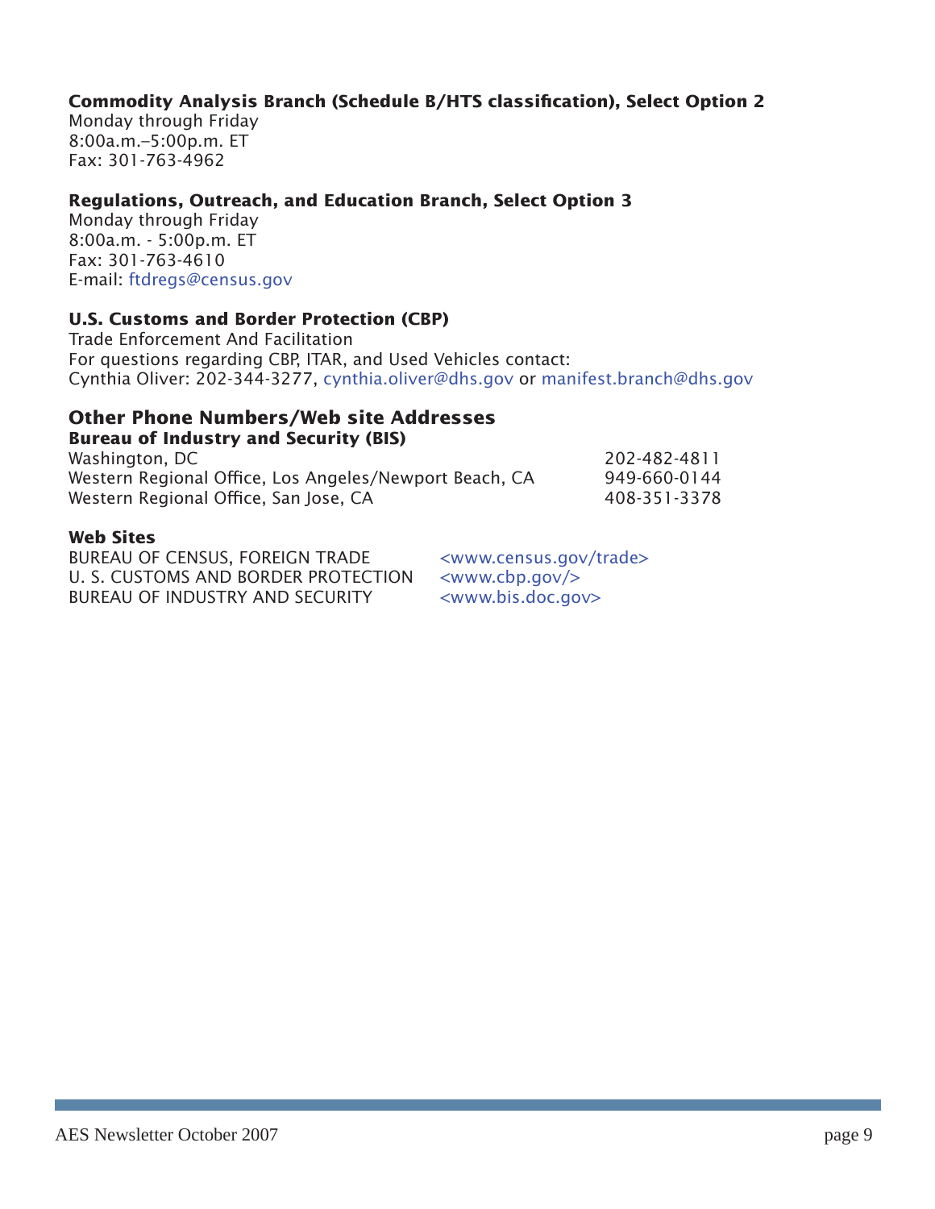**Commodity Analysis Branch (Schedule B/HTS classification), Select Option 2**
Monday through Friday
8:00a.m.–5:00p.m. ET
Fax: 301-763-4962

**Regulations, Outreach, and Education Branch, Select Option 3**
Monday through Friday
8:00a.m. - 5:00p.m. ET
Fax: 301-763-4610
E-mail: ftdregs@census.gov

**U.S. Customs and Border Protection (CBP)**
Trade Enforcement And Facilitation
For questions regarding CBP, ITAR, and Used Vehicles contact:
Cynthia Oliver: 202-344-3277, cynthia.oliver@dhs.gov or manifest.branch@dhs.gov

## Other Phone Numbers/Web site Addresses

**Bureau of Industry and Security (BIS)**

| | |
|---|---|
| Washington, DC | 202-482-4811 |
| Western Regional Office, Los Angeles/Newport Beach, CA | 949-660-0144 |
| Western Regional Office, San Jose, CA | 408-351-3378 |

**Web Sites**

| | |
|---|---|
| BUREAU OF CENSUS, FOREIGN TRADE | <www.census.gov/trade> |
| U. S. CUSTOMS AND BORDER PROTECTION | <www.cbp.gov/> |
| BUREAU OF INDUSTRY AND SECURITY | <www.bis.doc.gov> |